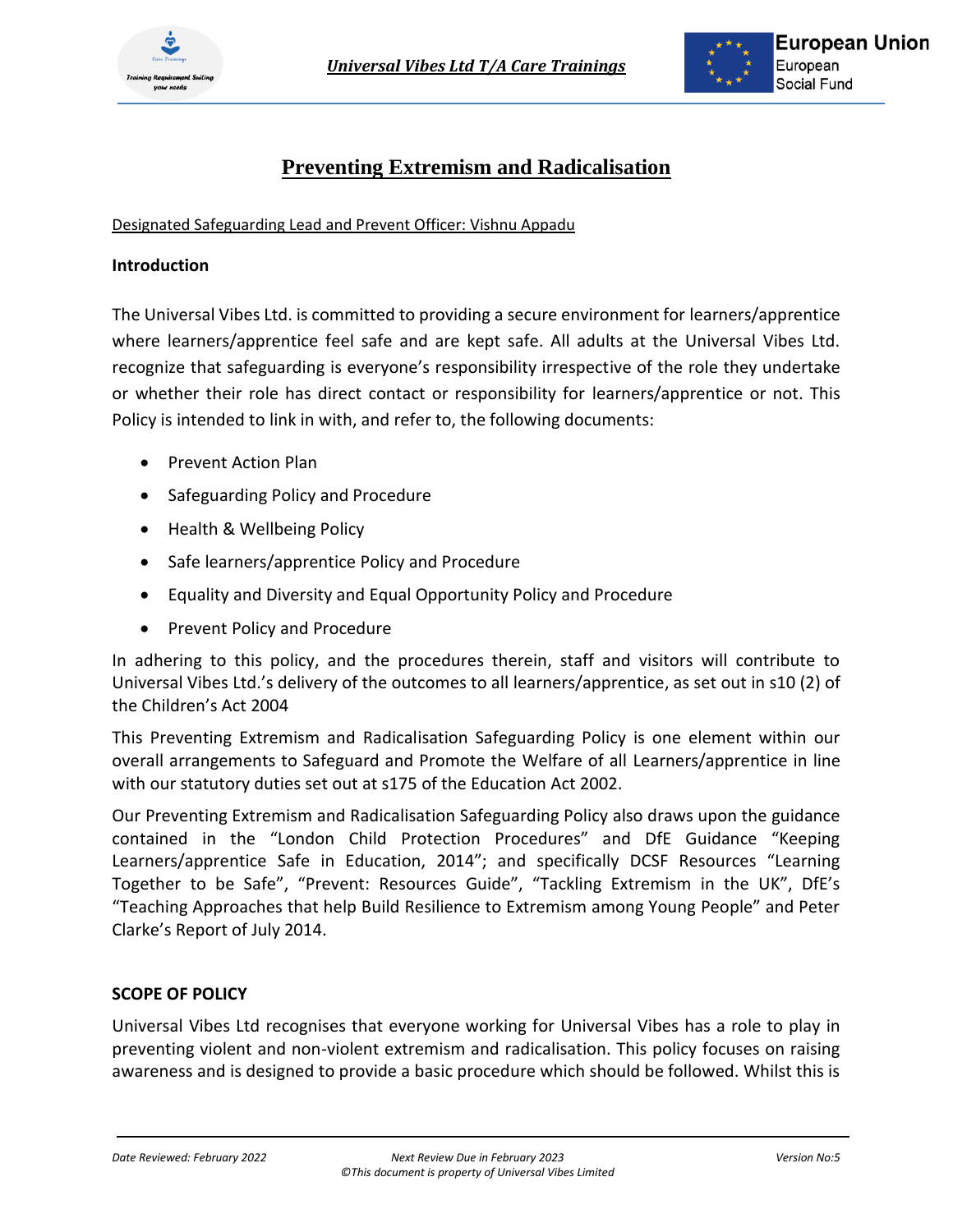# Preventing Extremism and Radicalisation

Designated Safeguarding Lead and Prevent Officer: Vishnu Appadu

**Introduction**

The Universal Vibes Ltd. is committed to providing a secure environment for learners/apprentice where learners/apprentice feel safe and are kept safe. All adults at the Universal Vibes Ltd. recognize that safeguarding is everyone's responsibility irrespective of the role they undertake or whether their role has direct contact or responsibility for learners/apprentice or not. This Policy is intended to link in with, and refer to, the following documents:

- Prevent Action Plan
- Safeguarding Policy and Procedure
- Health & Wellbeing Policy
- Safe learners/apprentice Policy and Procedure
- Equality and Diversity and Equal Opportunity Policy and Procedure
- Prevent Policy and Procedure

In adhering to this policy, and the procedures therein, staff and visitors will contribute to Universal Vibes Ltd.'s delivery of the outcomes to all learners/apprentice, as set out in s10 (2) of the Children's Act 2004

This Preventing Extremism and Radicalisation Safeguarding Policy is one element within our overall arrangements to Safeguard and Promote the Welfare of all Learners/apprentice in line with our statutory duties set out at s175 of the Education Act 2002.

Our Preventing Extremism and Radicalisation Safeguarding Policy also draws upon the guidance contained in the "London Child Protection Procedures" and DfE Guidance "Keeping Learners/apprentice Safe in Education, 2014"; and specifically DCSF Resources "Learning Together to be Safe", "Prevent: Resources Guide", "Tackling Extremism in the UK", DfE's "Teaching Approaches that help Build Resilience to Extremism among Young People" and Peter Clarke's Report of July 2014.

**SCOPE OF POLICY**

Universal Vibes Ltd recognises that everyone working for Universal Vibes has a role to play in preventing violent and non-violent extremism and radicalisation. This policy focuses on raising awareness and is designed to provide a basic procedure which should be followed. Whilst this is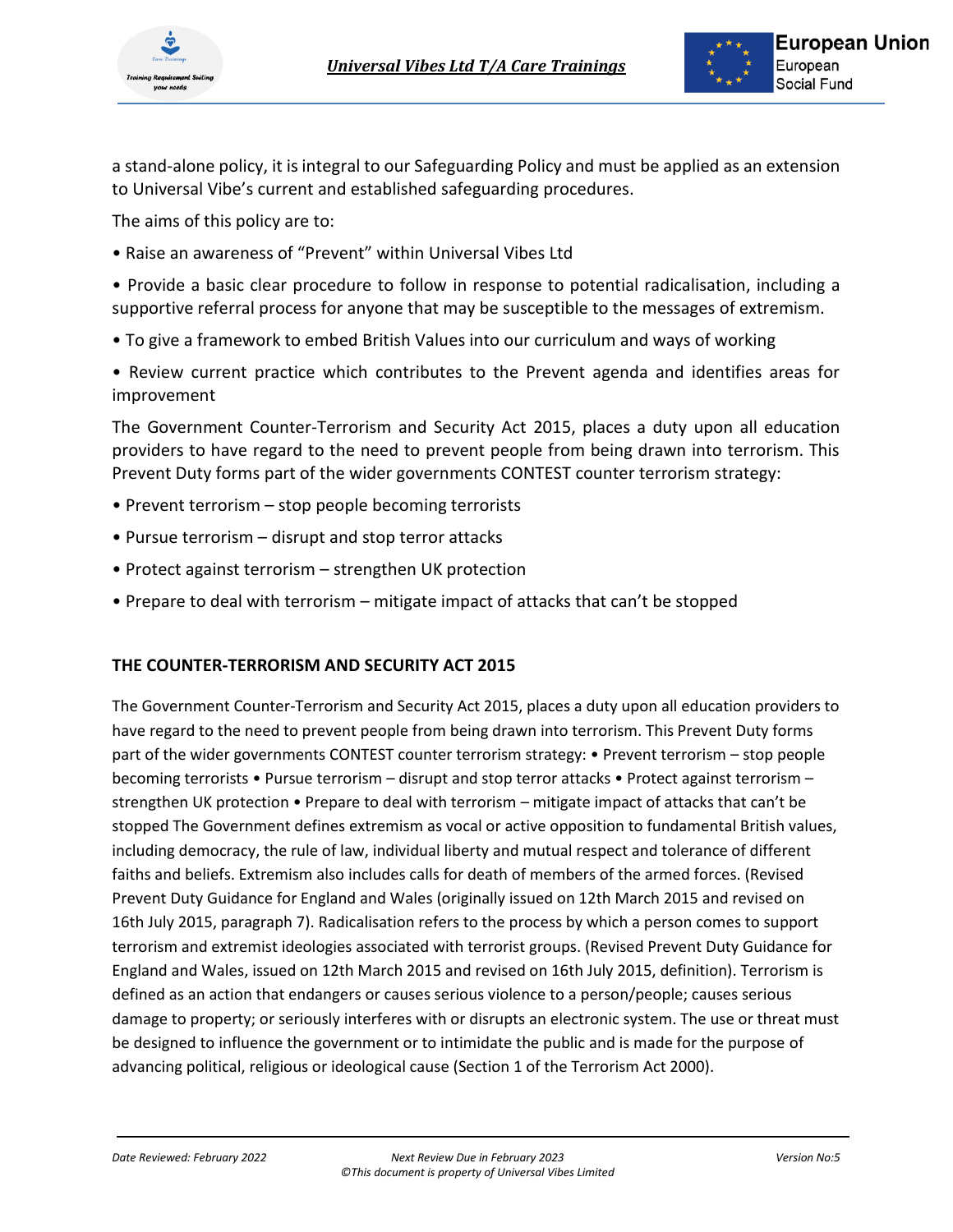a stand-alone policy, it is integral to our Safeguarding Policy and must be applied as an extension to Universal Vibe's current and established safeguarding procedures.

The aims of this policy are to:

• Raise an awareness of "Prevent" within Universal Vibes Ltd

• Provide a basic clear procedure to follow in response to potential radicalisation, including a supportive referral process for anyone that may be susceptible to the messages of extremism.

• To give a framework to embed British Values into our curriculum and ways of working

• Review current practice which contributes to the Prevent agenda and identifies areas for improvement

The Government Counter-Terrorism and Security Act 2015, places a duty upon all education providers to have regard to the need to prevent people from being drawn into terrorism. This Prevent Duty forms part of the wider governments CONTEST counter terrorism strategy:

• Prevent terrorism – stop people becoming terrorists

• Pursue terrorism – disrupt and stop terror attacks

• Protect against terrorism – strengthen UK protection

• Prepare to deal with terrorism – mitigate impact of attacks that can't be stopped

**THE COUNTER-TERRORISM AND SECURITY ACT 2015**

The Government Counter-Terrorism and Security Act 2015, places a duty upon all education providers to have regard to the need to prevent people from being drawn into terrorism. This Prevent Duty forms part of the wider governments CONTEST counter terrorism strategy: • Prevent terrorism – stop people becoming terrorists • Pursue terrorism – disrupt and stop terror attacks • Protect against terrorism – strengthen UK protection • Prepare to deal with terrorism – mitigate impact of attacks that can't be stopped The Government defines extremism as vocal or active opposition to fundamental British values, including democracy, the rule of law, individual liberty and mutual respect and tolerance of different faiths and beliefs. Extremism also includes calls for death of members of the armed forces. (Revised Prevent Duty Guidance for England and Wales (originally issued on 12th March 2015 and revised on 16th July 2015, paragraph 7). Radicalisation refers to the process by which a person comes to support terrorism and extremist ideologies associated with terrorist groups. (Revised Prevent Duty Guidance for England and Wales, issued on 12th March 2015 and revised on 16th July 2015, definition). Terrorism is defined as an action that endangers or causes serious violence to a person/people; causes serious damage to property; or seriously interferes with or disrupts an electronic system. The use or threat must be designed to influence the government or to intimidate the public and is made for the purpose of advancing political, religious or ideological cause (Section 1 of the Terrorism Act 2000).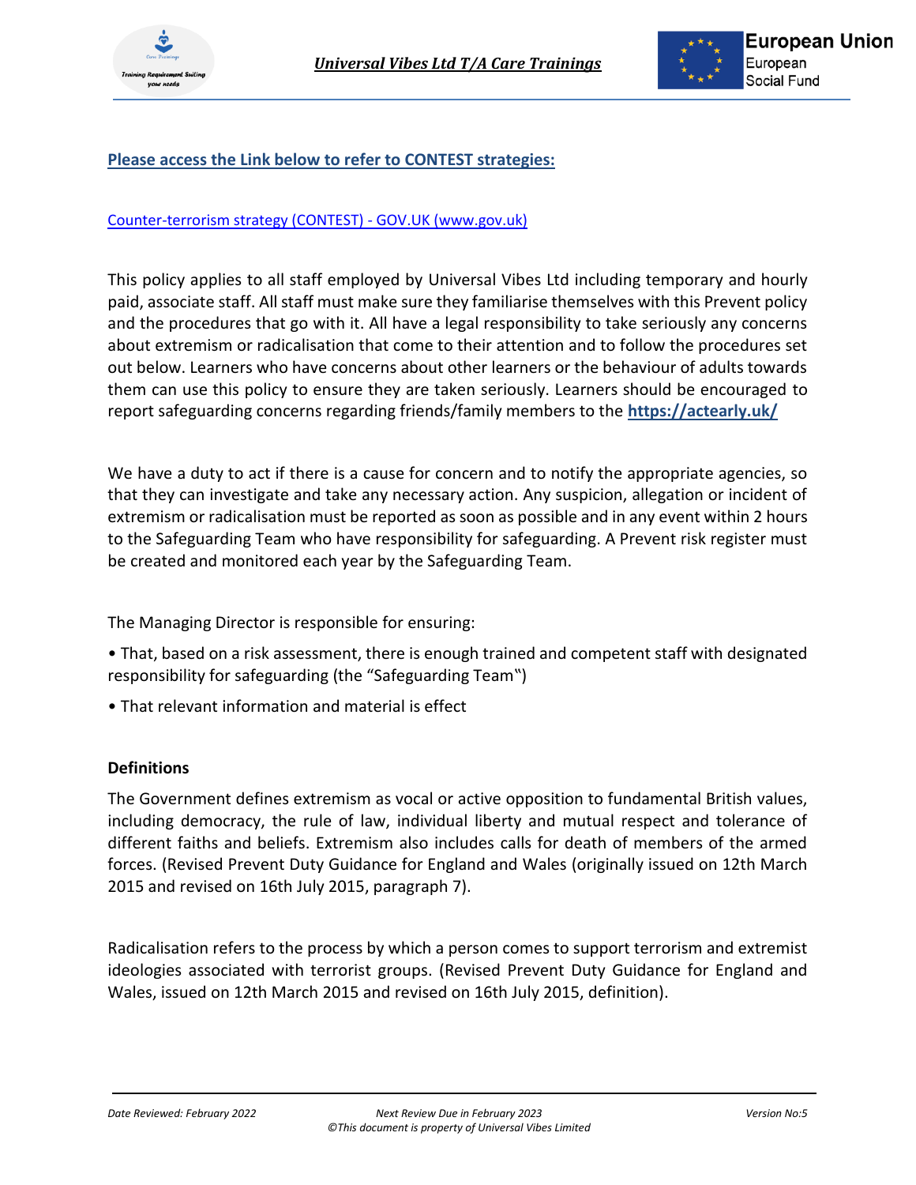**Please access the Link below to refer to CONTEST strategies:**

[Counter-terrorism strategy (CONTEST) - GOV.UK (www.gov.uk)](https://www.gov.uk)

This policy applies to all staff employed by Universal Vibes Ltd including temporary and hourly paid, associate staff. All staff must make sure they familiarise themselves with this Prevent policy and the procedures that go with it. All have a legal responsibility to take seriously any concerns about extremism or radicalisation that come to their attention and to follow the procedures set out below. Learners who have concerns about other learners or the behaviour of adults towards them can use this policy to ensure they are taken seriously. Learners should be encouraged to report safeguarding concerns regarding friends/family members to the **https://actearly.uk/**

We have a duty to act if there is a cause for concern and to notify the appropriate agencies, so that they can investigate and take any necessary action. Any suspicion, allegation or incident of extremism or radicalisation must be reported as soon as possible and in any event within 2 hours to the Safeguarding Team who have responsibility for safeguarding. A Prevent risk register must be created and monitored each year by the Safeguarding Team.

The Managing Director is responsible for ensuring:

• That, based on a risk assessment, there is enough trained and competent staff with designated responsibility for safeguarding (the "Safeguarding Team")

• That relevant information and material is effect

**Definitions**

The Government defines extremism as vocal or active opposition to fundamental British values, including democracy, the rule of law, individual liberty and mutual respect and tolerance of different faiths and beliefs. Extremism also includes calls for death of members of the armed forces. (Revised Prevent Duty Guidance for England and Wales (originally issued on 12th March 2015 and revised on 16th July 2015, paragraph 7).

Radicalisation refers to the process by which a person comes to support terrorism and extremist ideologies associated with terrorist groups. (Revised Prevent Duty Guidance for England and Wales, issued on 12th March 2015 and revised on 16th July 2015, definition).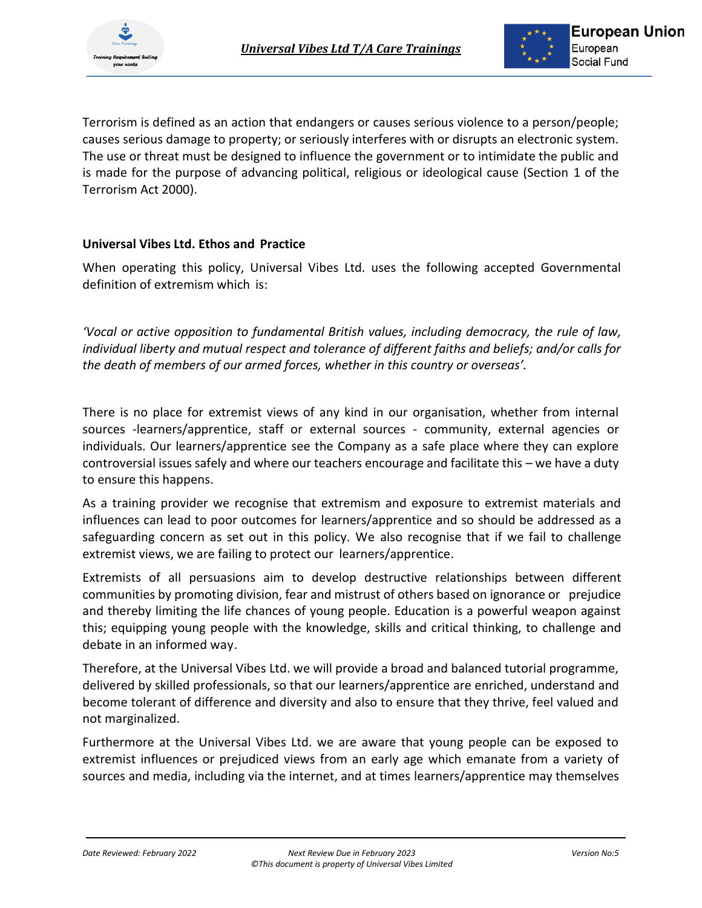Terrorism is defined as an action that endangers or causes serious violence to a person/people; causes serious damage to property; or seriously interferes with or disrupts an electronic system. The use or threat must be designed to influence the government or to intimidate the public and is made for the purpose of advancing political, religious or ideological cause (Section 1 of the Terrorism Act 2000).

**Universal Vibes Ltd. Ethos and Practice**

When operating this policy, Universal Vibes Ltd. uses the following accepted Governmental definition of extremism which is:

*'Vocal or active opposition to fundamental British values, including democracy, the rule of law, individual liberty and mutual respect and tolerance of different faiths and beliefs; and/or calls for the death of members of our armed forces, whether in this country or overseas'.*

There is no place for extremist views of any kind in our organisation, whether from internal sources -learners/apprentice, staff or external sources - community, external agencies or individuals. Our learners/apprentice see the Company as a safe place where they can explore controversial issues safely and where our teachers encourage and facilitate this – we have a duty to ensure this happens.

As a training provider we recognise that extremism and exposure to extremist materials and influences can lead to poor outcomes for learners/apprentice and so should be addressed as a safeguarding concern as set out in this policy. We also recognise that if we fail to challenge extremist views, we are failing to protect our learners/apprentice.

Extremists of all persuasions aim to develop destructive relationships between different communities by promoting division, fear and mistrust of others based on ignorance or prejudice and thereby limiting the life chances of young people. Education is a powerful weapon against this; equipping young people with the knowledge, skills and critical thinking, to challenge and debate in an informed way.

Therefore, at the Universal Vibes Ltd. we will provide a broad and balanced tutorial programme, delivered by skilled professionals, so that our learners/apprentice are enriched, understand and become tolerant of difference and diversity and also to ensure that they thrive, feel valued and not marginalized.

Furthermore at the Universal Vibes Ltd. we are aware that young people can be exposed to extremist influences or prejudiced views from an early age which emanate from a variety of sources and media, including via the internet, and at times learners/apprentice may themselves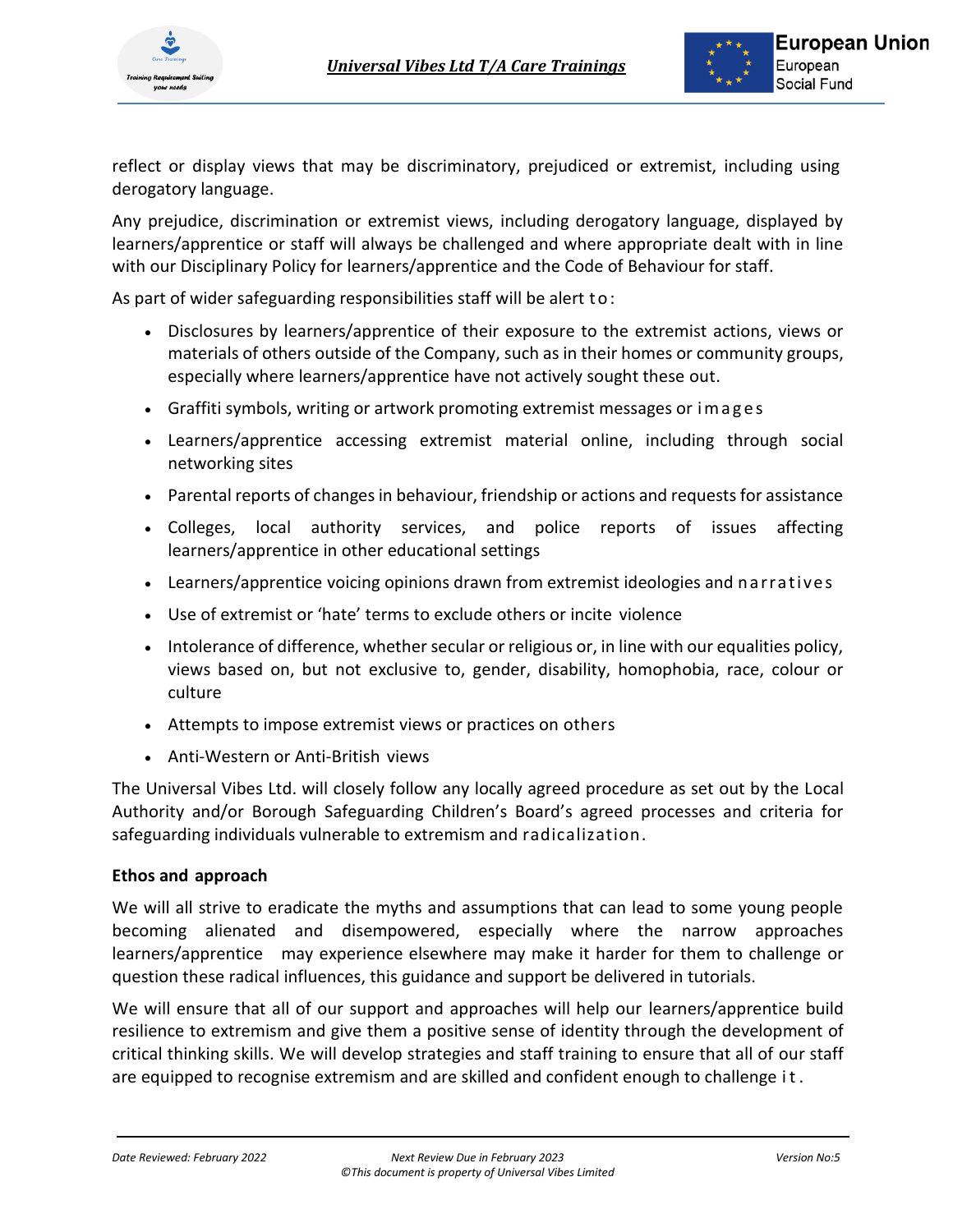reflect or display views that may be discriminatory, prejudiced or extremist, including using derogatory language.

Any prejudice, discrimination or extremist views, including derogatory language, displayed by learners/apprentice or staff will always be challenged and where appropriate dealt with in line with our Disciplinary Policy for learners/apprentice and the Code of Behaviour for staff.

As part of wider safeguarding responsibilities staff will be alert to:

- Disclosures by learners/apprentice of their exposure to the extremist actions, views or materials of others outside of the Company, such as in their homes or community groups, especially where learners/apprentice have not actively sought these out.
- Graffiti symbols, writing or artwork promoting extremist messages or images
- Learners/apprentice accessing extremist material online, including through social networking sites
- Parental reports of changes in behaviour, friendship or actions and requests for assistance
- Colleges, local authority services, and police reports of issues affecting learners/apprentice in other educational settings
- Learners/apprentice voicing opinions drawn from extremist ideologies and narratives
- Use of extremist or 'hate' terms to exclude others or incite violence
- Intolerance of difference, whether secular or religious or, in line with our equalities policy, views based on, but not exclusive to, gender, disability, homophobia, race, colour or culture
- Attempts to impose extremist views or practices on others
- Anti-Western or Anti-British views

The Universal Vibes Ltd. will closely follow any locally agreed procedure as set out by the Local Authority and/or Borough Safeguarding Children's Board's agreed processes and criteria for safeguarding individuals vulnerable to extremism and radicalization.

**Ethos and approach**

We will all strive to eradicate the myths and assumptions that can lead to some young people becoming alienated and disempowered, especially where the narrow approaches learners/apprentice may experience elsewhere may make it harder for them to challenge or question these radical influences, this guidance and support be delivered in tutorials.

We will ensure that all of our support and approaches will help our learners/apprentice build resilience to extremism and give them a positive sense of identity through the development of critical thinking skills. We will develop strategies and staff training to ensure that all of our staff are equipped to recognise extremism and are skilled and confident enough to challenge it.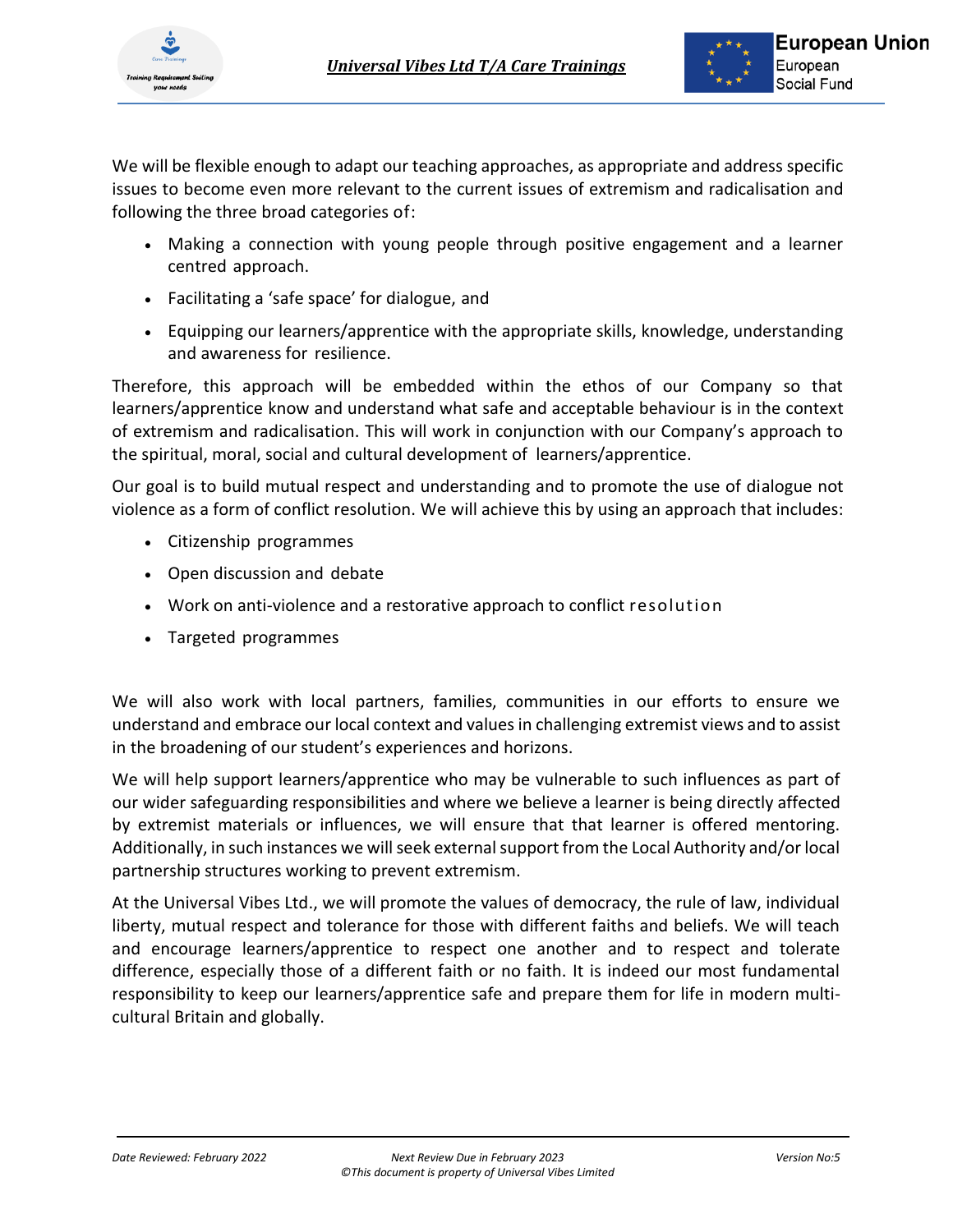We will be flexible enough to adapt our teaching approaches, as appropriate and address specific issues to become even more relevant to the current issues of extremism and radicalisation and following the three broad categories of:

- Making a connection with young people through positive engagement and a learner centred approach.
- Facilitating a 'safe space' for dialogue, and
- Equipping our learners/apprentice with the appropriate skills, knowledge, understanding and awareness for resilience.

Therefore, this approach will be embedded within the ethos of our Company so that learners/apprentice know and understand what safe and acceptable behaviour is in the context of extremism and radicalisation. This will work in conjunction with our Company's approach to the spiritual, moral, social and cultural development of learners/apprentice.

Our goal is to build mutual respect and understanding and to promote the use of dialogue not violence as a form of conflict resolution. We will achieve this by using an approach that includes:

- Citizenship programmes
- Open discussion and debate
- Work on anti-violence and a restorative approach to conflict resolution
- Targeted programmes

We will also work with local partners, families, communities in our efforts to ensure we understand and embrace our local context and values in challenging extremist views and to assist in the broadening of our student's experiences and horizons.

We will help support learners/apprentice who may be vulnerable to such influences as part of our wider safeguarding responsibilities and where we believe a learner is being directly affected by extremist materials or influences, we will ensure that that learner is offered mentoring. Additionally, in such instances we will seek external support from the Local Authority and/or local partnership structures working to prevent extremism.

At the Universal Vibes Ltd., we will promote the values of democracy, the rule of law, individual liberty, mutual respect and tolerance for those with different faiths and beliefs. We will teach and encourage learners/apprentice to respect one another and to respect and tolerate difference, especially those of a different faith or no faith. It is indeed our most fundamental responsibility to keep our learners/apprentice safe and prepare them for life in modern multi-cultural Britain and globally.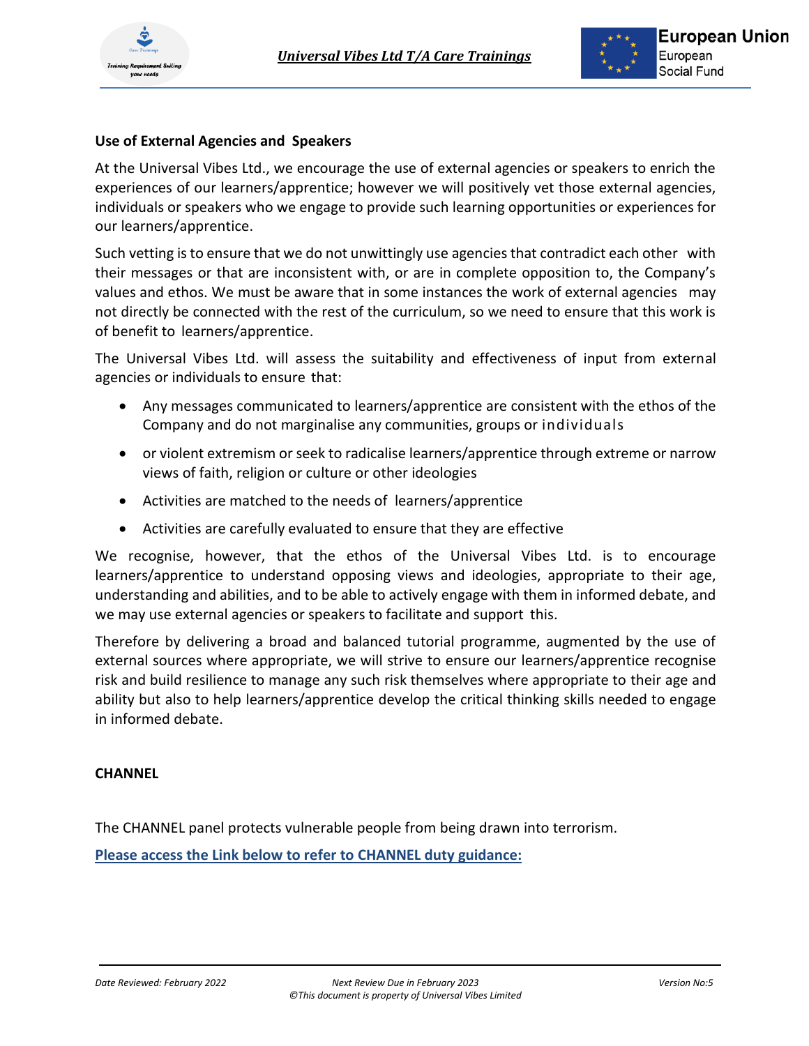**Use of External Agencies and Speakers**

At the Universal Vibes Ltd., we encourage the use of external agencies or speakers to enrich the experiences of our learners/apprentice; however we will positively vet those external agencies, individuals or speakers who we engage to provide such learning opportunities or experiences for our learners/apprentice.

Such vetting is to ensure that we do not unwittingly use agencies that contradict each other with their messages or that are inconsistent with, or are in complete opposition to, the Company's values and ethos. We must be aware that in some instances the work of external agencies may not directly be connected with the rest of the curriculum, so we need to ensure that this work is of benefit to learners/apprentice.

The Universal Vibes Ltd. will assess the suitability and effectiveness of input from external agencies or individuals to ensure that:

- Any messages communicated to learners/apprentice are consistent with the ethos of the Company and do not marginalise any communities, groups or individuals
- or violent extremism or seek to radicalise learners/apprentice through extreme or narrow views of faith, religion or culture or other ideologies
- Activities are matched to the needs of learners/apprentice
- Activities are carefully evaluated to ensure that they are effective

We recognise, however, that the ethos of the Universal Vibes Ltd. is to encourage learners/apprentice to understand opposing views and ideologies, appropriate to their age, understanding and abilities, and to be able to actively engage with them in informed debate, and we may use external agencies or speakers to facilitate and support this.

Therefore by delivering a broad and balanced tutorial programme, augmented by the use of external sources where appropriate, we will strive to ensure our learners/apprentice recognise risk and build resilience to manage any such risk themselves where appropriate to their age and ability but also to help learners/apprentice develop the critical thinking skills needed to engage in informed debate.

**CHANNEL**

The CHANNEL panel protects vulnerable people from being drawn into terrorism.

**Please access the Link below to refer to CHANNEL duty guidance:**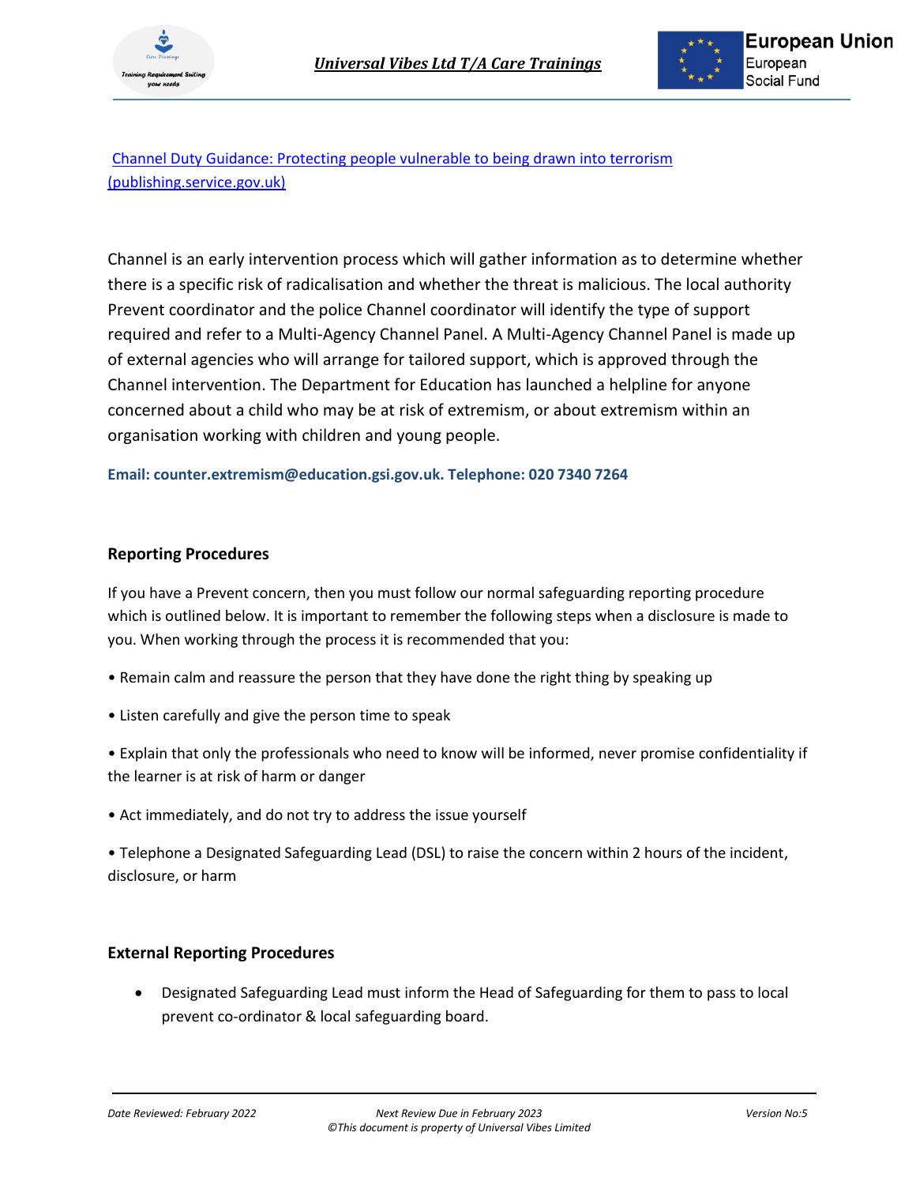[Channel Duty Guidance: Protecting people vulnerable to being drawn into terrorism (publishing.service.gov.uk)](publishing.service.gov.uk)

Channel is an early intervention process which will gather information as to determine whether there is a specific risk of radicalisation and whether the threat is malicious. The local authority Prevent coordinator and the police Channel coordinator will identify the type of support required and refer to a Multi-Agency Channel Panel. A Multi-Agency Channel Panel is made up of external agencies who will arrange for tailored support, which is approved through the Channel intervention. The Department for Education has launched a helpline for anyone concerned about a child who may be at risk of extremism, or about extremism within an organisation working with children and young people.

**Email: counter.extremism@education.gsi.gov.uk. Telephone: 020 7340 7264**

## Reporting Procedures

If you have a Prevent concern, then you must follow our normal safeguarding reporting procedure which is outlined below. It is important to remember the following steps when a disclosure is made to you. When working through the process it is recommended that you:

- Remain calm and reassure the person that they have done the right thing by speaking up
- Listen carefully and give the person time to speak
- Explain that only the professionals who need to know will be informed, never promise confidentiality if the learner is at risk of harm or danger
- Act immediately, and do not try to address the issue yourself
- Telephone a Designated Safeguarding Lead (DSL) to raise the concern within 2 hours of the incident, disclosure, or harm

## External Reporting Procedures

- Designated Safeguarding Lead must inform the Head of Safeguarding for them to pass to local prevent co-ordinator & local safeguarding board.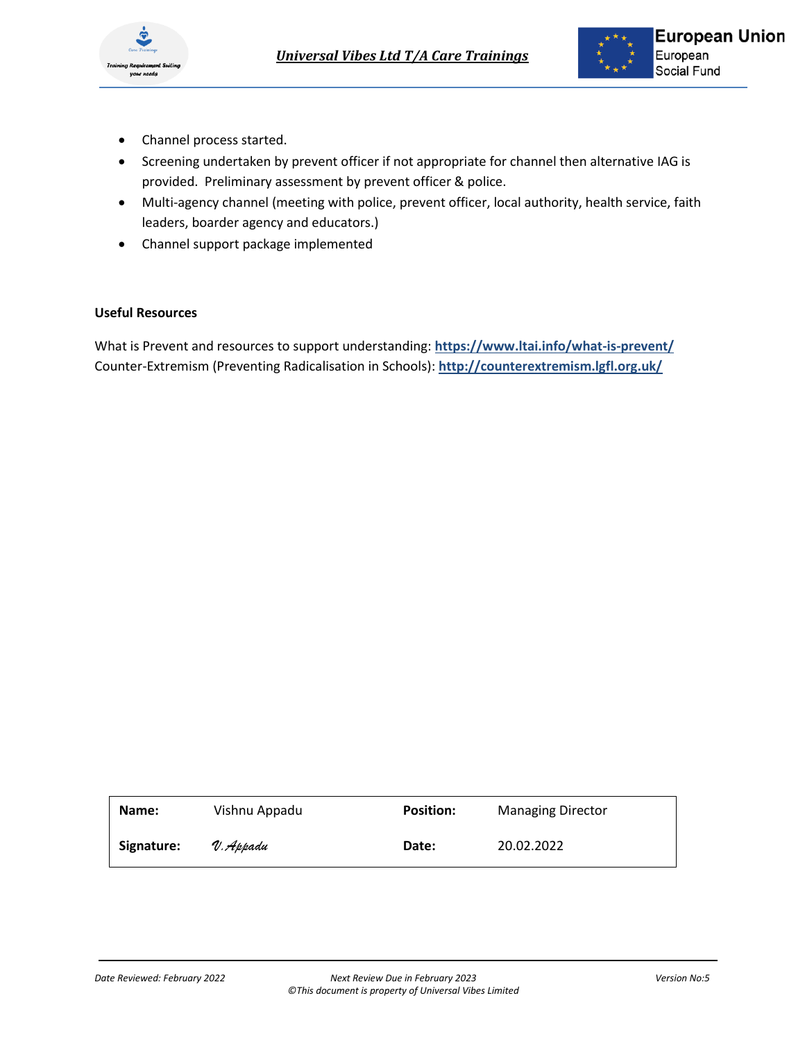- Channel process started.
- Screening undertaken by prevent officer if not appropriate for channel then alternative IAG is provided. Preliminary assessment by prevent officer & police.
- Multi-agency channel (meeting with police, prevent officer, local authority, health service, faith leaders, boarder agency and educators.)
- Channel support package implemented

**Useful Resources**

What is Prevent and resources to support understanding: **https://www.ltai.info/what-is-prevent/**
Counter-Extremism (Preventing Radicalisation in Schools): **http://counterextremism.lgfl.org.uk/**

| | | | |
|---|---|---|---|
| **Name:** | Vishnu Appadu | **Position:** | Managing Director |
| **Signature:** | *V.Appadu* | **Date:** | 20.02.2022 |